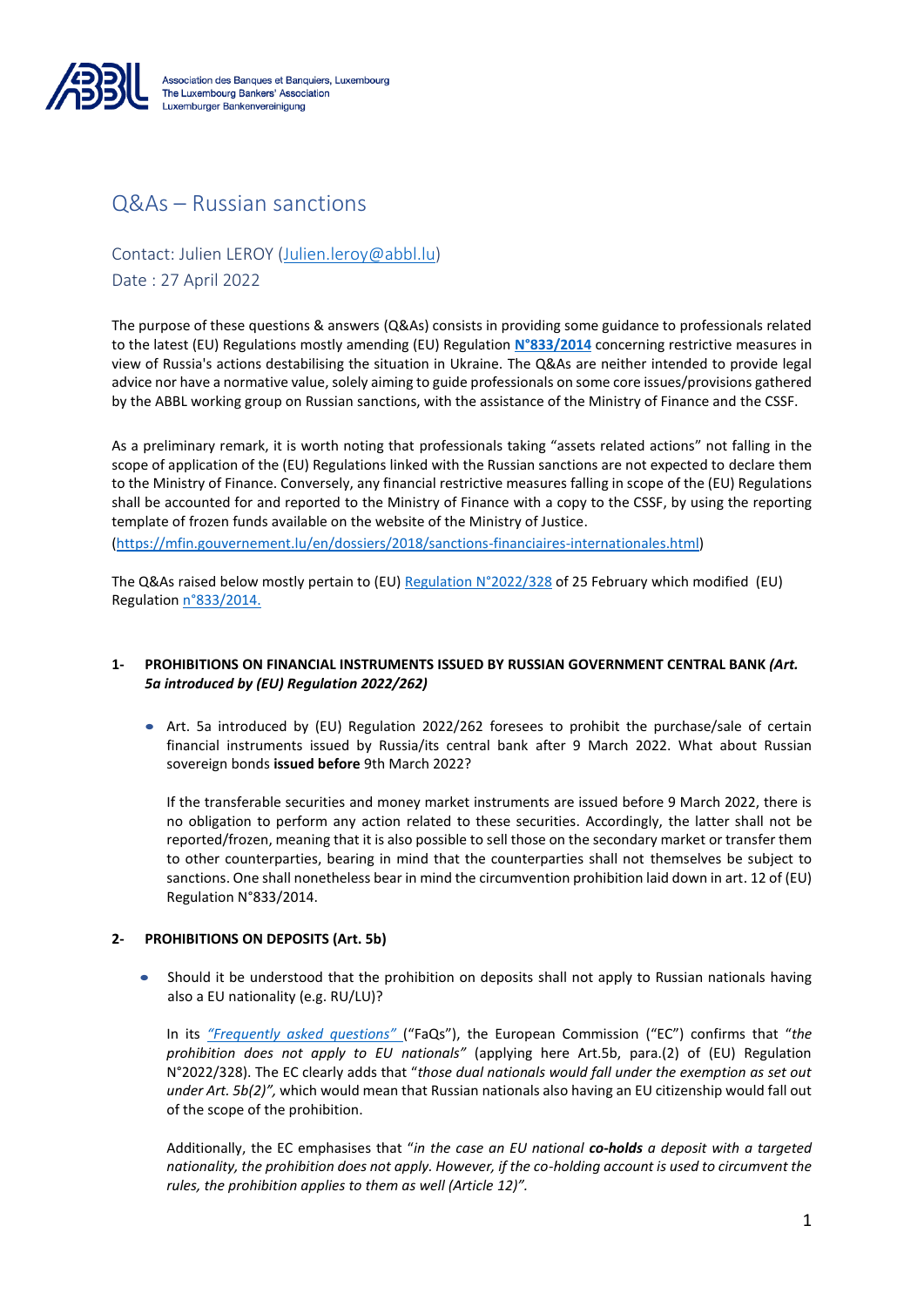Association des Banques et Banquiers, Luxembourg
The Luxembourg Bankers' Association
Luxemburger Bankenvereinigung

# Q&As – Russian sanctions

Contact: Julien LEROY (Julien.leroy@abbl.lu)
Date : 27 April 2022

The purpose of these questions & answers (Q&As) consists in providing some guidance to professionals related to the latest (EU) Regulations mostly amending (EU) Regulation **N°833/2014** concerning restrictive measures in view of Russia's actions destabilising the situation in Ukraine. The Q&As are neither intended to provide legal advice nor have a normative value, solely aiming to guide professionals on some core issues/provisions gathered by the ABBL working group on Russian sanctions, with the assistance of the Ministry of Finance and the CSSF.

As a preliminary remark, it is worth noting that professionals taking "assets related actions" not falling in the scope of application of the (EU) Regulations linked with the Russian sanctions are not expected to declare them to the Ministry of Finance. Conversely, any financial restrictive measures falling in scope of the (EU) Regulations shall be accounted for and reported to the Ministry of Finance with a copy to the CSSF, by using the reporting template of frozen funds available on the website of the Ministry of Justice.
(https://mfin.gouvernement.lu/en/dossiers/2018/sanctions-financiaires-internationales.html)

The Q&As raised below mostly pertain to (EU) Regulation N°2022/328 of 25 February which modified (EU) Regulation n°833/2014.

## 1- PROHIBITIONS ON FINANCIAL INSTRUMENTS ISSUED BY RUSSIAN GOVERNMENT CENTRAL BANK *(Art. 5a introduced by (EU) Regulation 2022/262)*

- Art. 5a introduced by (EU) Regulation 2022/262 foresees to prohibit the purchase/sale of certain financial instruments issued by Russia/its central bank after 9 March 2022. What about Russian sovereign bonds **issued before** 9th March 2022?

  If the transferable securities and money market instruments are issued before 9 March 2022, there is no obligation to perform any action related to these securities. Accordingly, the latter shall not be reported/frozen, meaning that it is also possible to sell those on the secondary market or transfer them to other counterparties, bearing in mind that the counterparties shall not themselves be subject to sanctions. One shall nonetheless bear in mind the circumvention prohibition laid down in art. 12 of (EU) Regulation N°833/2014.

## 2- PROHIBITIONS ON DEPOSITS (Art. 5b)

- Should it be understood that the prohibition on deposits shall not apply to Russian nationals having also a EU nationality (e.g. RU/LU)?

  In its *"Frequently asked questions"* ("FaQs"), the European Commission ("EC") confirms that "*the prohibition does not apply to EU nationals"* (applying here Art.5b, para.(2) of (EU) Regulation N°2022/328). The EC clearly adds that "*those dual nationals would fall under the exemption as set out under Art. 5b(2)",* which would mean that Russian nationals also having an EU citizenship would fall out of the scope of the prohibition.

  Additionally, the EC emphasises that "*in the case an EU national **co-holds** a deposit with a targeted nationality, the prohibition does not apply. However, if the co-holding account is used to circumvent the rules, the prohibition applies to them as well (Article 12)".*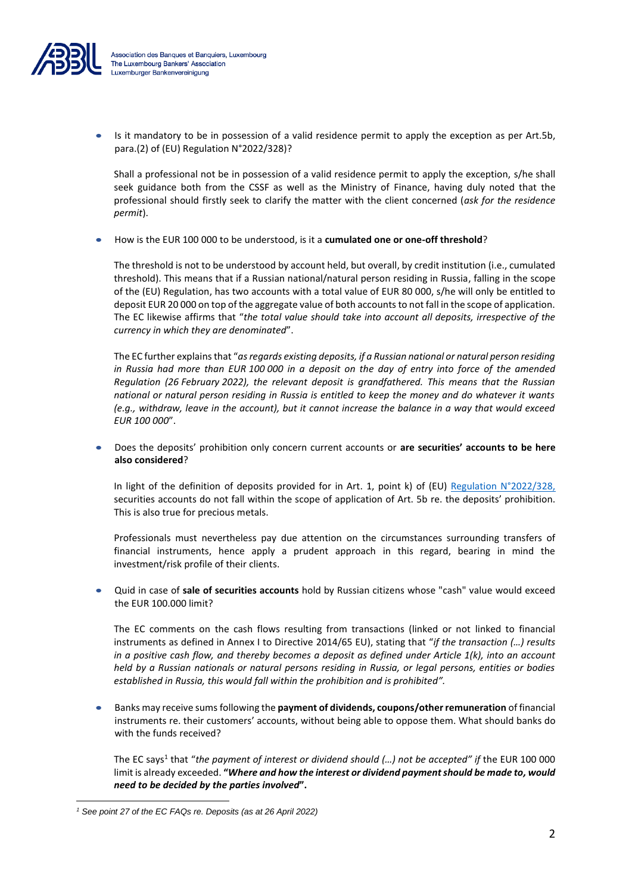- Is it mandatory to be in possession of a valid residence permit to apply the exception as per Art.5b, para.(2) of (EU) Regulation N°2022/328)?

  Shall a professional not be in possession of a valid residence permit to apply the exception, s/he shall seek guidance both from the CSSF as well as the Ministry of Finance, having duly noted that the professional should firstly seek to clarify the matter with the client concerned (*ask for the residence permit*).

- How is the EUR 100 000 to be understood, is it a **cumulated one or one-off threshold**?

  The threshold is not to be understood by account held, but overall, by credit institution (i.e., cumulated threshold). This means that if a Russian national/natural person residing in Russia, falling in the scope of the (EU) Regulation, has two accounts with a total value of EUR 80 000, s/he will only be entitled to deposit EUR 20 000 on top of the aggregate value of both accounts to not fall in the scope of application. The EC likewise affirms that "*the total value should take into account all deposits, irrespective of the currency in which they are denominated*".

  The EC further explains that "*as regards existing deposits, if a Russian national or natural person residing in Russia had more than EUR 100 000 in a deposit on the day of entry into force of the amended Regulation (26 February 2022), the relevant deposit is grandfathered. This means that the Russian national or natural person residing in Russia is entitled to keep the money and do whatever it wants (e.g., withdraw, leave in the account), but it cannot increase the balance in a way that would exceed EUR 100 000*".

- Does the deposits' prohibition only concern current accounts or **are securities' accounts to be here also considered**?

  In light of the definition of deposits provided for in Art. 1, point k) of (EU) Regulation N°2022/328, securities accounts do not fall within the scope of application of Art. 5b re. the deposits' prohibition. This is also true for precious metals.

  Professionals must nevertheless pay due attention on the circumstances surrounding transfers of financial instruments, hence apply a prudent approach in this regard, bearing in mind the investment/risk profile of their clients.

- Quid in case of **sale of securities accounts** hold by Russian citizens whose "cash" value would exceed the EUR 100.000 limit?

  The EC comments on the cash flows resulting from transactions (linked or not linked to financial instruments as defined in Annex I to Directive 2014/65 EU), stating that "*if the transaction (…) results in a positive cash flow, and thereby becomes a deposit as defined under Article 1(k), into an account held by a Russian nationals or natural persons residing in Russia, or legal persons, entities or bodies established in Russia, this would fall within the prohibition and is prohibited".*

- Banks may receive sums following the **payment of dividends, coupons/other remuneration** of financial instruments re. their customers' accounts, without being able to oppose them. What should banks do with the funds received?

  The EC says[1] that "*the payment of interest or dividend should (…) not be accepted" if* the EUR 100 000 limit is already exceeded. **"*Where and how the interest or dividend payment should be made to, would need to be decided by the parties involved*".**

*[1] See point 27 of the EC FAQs re. Deposits (as at 26 April 2022)*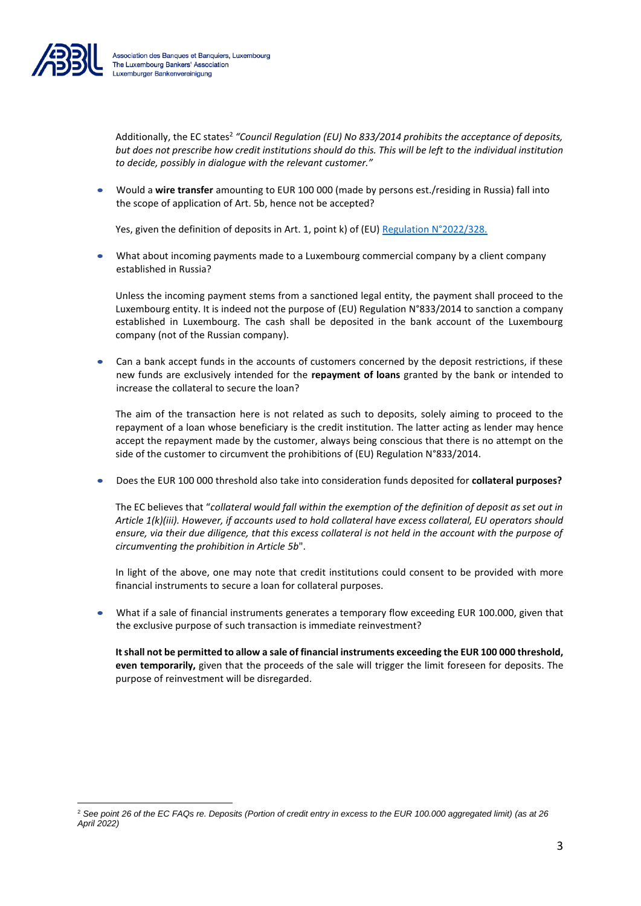Additionally, the EC states[2] *"Council Regulation (EU) No 833/2014 prohibits the acceptance of deposits, but does not prescribe how credit institutions should do this. This will be left to the individual institution to decide, possibly in dialogue with the relevant customer."*

- Would a **wire transfer** amounting to EUR 100 000 (made by persons est./residing in Russia) fall into the scope of application of Art. 5b, hence not be accepted?

  Yes, given the definition of deposits in Art. 1, point k) of (EU) [Regulation N°2022/328.](#)

- What about incoming payments made to a Luxembourg commercial company by a client company established in Russia?

  Unless the incoming payment stems from a sanctioned legal entity, the payment shall proceed to the Luxembourg entity. It is indeed not the purpose of (EU) Regulation N°833/2014 to sanction a company established in Luxembourg. The cash shall be deposited in the bank account of the Luxembourg company (not of the Russian company).

- Can a bank accept funds in the accounts of customers concerned by the deposit restrictions, if these new funds are exclusively intended for the **repayment of loans** granted by the bank or intended to increase the collateral to secure the loan?

  The aim of the transaction here is not related as such to deposits, solely aiming to proceed to the repayment of a loan whose beneficiary is the credit institution. The latter acting as lender may hence accept the repayment made by the customer, always being conscious that there is no attempt on the side of the customer to circumvent the prohibitions of (EU) Regulation N°833/2014.

- Does the EUR 100 000 threshold also take into consideration funds deposited for **collateral purposes?**

  The EC believes that "*collateral would fall within the exemption of the definition of deposit as set out in Article 1(k)(iii). However, if accounts used to hold collateral have excess collateral, EU operators should ensure, via their due diligence, that this excess collateral is not held in the account with the purpose of circumventing the prohibition in Article 5b*".

  In light of the above, one may note that credit institutions could consent to be provided with more financial instruments to secure a loan for collateral purposes.

- What if a sale of financial instruments generates a temporary flow exceeding EUR 100.000, given that the exclusive purpose of such transaction is immediate reinvestment?

  **It shall not be permitted to allow a sale of financial instruments exceeding the EUR 100 000 threshold, even temporarily,** given that the proceeds of the sale will trigger the limit foreseen for deposits. The purpose of reinvestment will be disregarded.

---

[2] *See point 26 of the EC FAQs re. Deposits (Portion of credit entry in excess to the EUR 100.000 aggregated limit) (as at 26 April 2022)*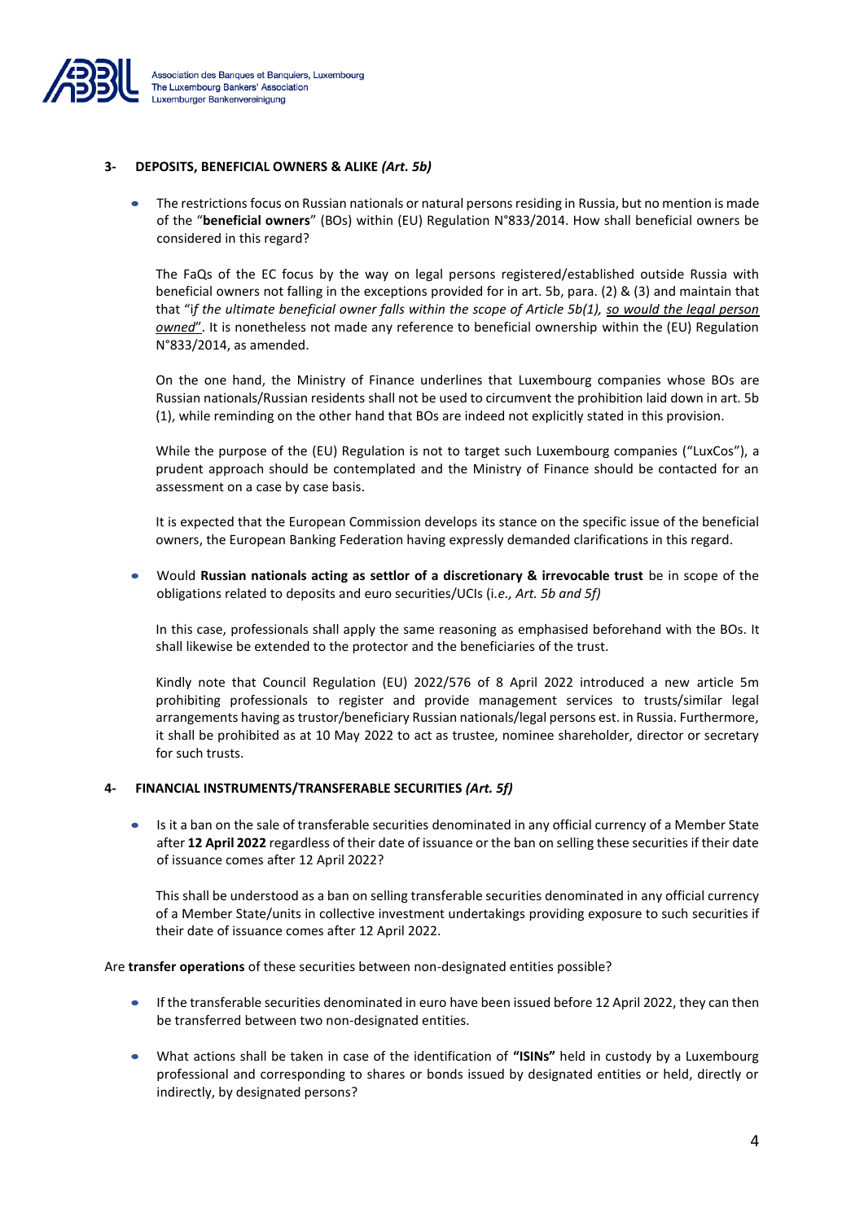## 3- DEPOSITS, BENEFICIAL OWNERS & ALIKE *(Art. 5b)*

- The restrictions focus on Russian nationals or natural persons residing in Russia, but no mention is made of the "**beneficial owners**" (BOs) within (EU) Regulation N°833/2014. How shall beneficial owners be considered in this regard?

  The FaQs of the EC focus by the way on legal persons registered/established outside Russia with beneficial owners not falling in the exceptions provided for in art. 5b, para. (2) & (3) and maintain that that "*if the ultimate beneficial owner falls within the scope of Article 5b(1), so would the legal person owned*". It is nonetheless not made any reference to beneficial ownership within the (EU) Regulation N°833/2014, as amended.

  On the one hand, the Ministry of Finance underlines that Luxembourg companies whose BOs are Russian nationals/Russian residents shall not be used to circumvent the prohibition laid down in art. 5b (1), while reminding on the other hand that BOs are indeed not explicitly stated in this provision.

  While the purpose of the (EU) Regulation is not to target such Luxembourg companies ("LuxCos"), a prudent approach should be contemplated and the Ministry of Finance should be contacted for an assessment on a case by case basis.

  It is expected that the European Commission develops its stance on the specific issue of the beneficial owners, the European Banking Federation having expressly demanded clarifications in this regard.

- Would **Russian nationals acting as settlor of a discretionary & irrevocable trust** be in scope of the obligations related to deposits and euro securities/UCIs (i.*e., Art. 5b and 5f)*

  In this case, professionals shall apply the same reasoning as emphasised beforehand with the BOs. It shall likewise be extended to the protector and the beneficiaries of the trust.

  Kindly note that Council Regulation (EU) 2022/576 of 8 April 2022 introduced a new article 5m prohibiting professionals to register and provide management services to trusts/similar legal arrangements having as trustor/beneficiary Russian nationals/legal persons est. in Russia. Furthermore, it shall be prohibited as at 10 May 2022 to act as trustee, nominee shareholder, director or secretary for such trusts.

## 4- FINANCIAL INSTRUMENTS/TRANSFERABLE SECURITIES *(Art. 5f)*

- Is it a ban on the sale of transferable securities denominated in any official currency of a Member State after **12 April 2022** regardless of their date of issuance or the ban on selling these securities if their date of issuance comes after 12 April 2022?

  This shall be understood as a ban on selling transferable securities denominated in any official currency of a Member State/units in collective investment undertakings providing exposure to such securities if their date of issuance comes after 12 April 2022.

Are **transfer operations** of these securities between non-designated entities possible?

- If the transferable securities denominated in euro have been issued before 12 April 2022, they can then be transferred between two non-designated entities.

- What actions shall be taken in case of the identification of **"ISINs"** held in custody by a Luxembourg professional and corresponding to shares or bonds issued by designated entities or held, directly or indirectly, by designated persons?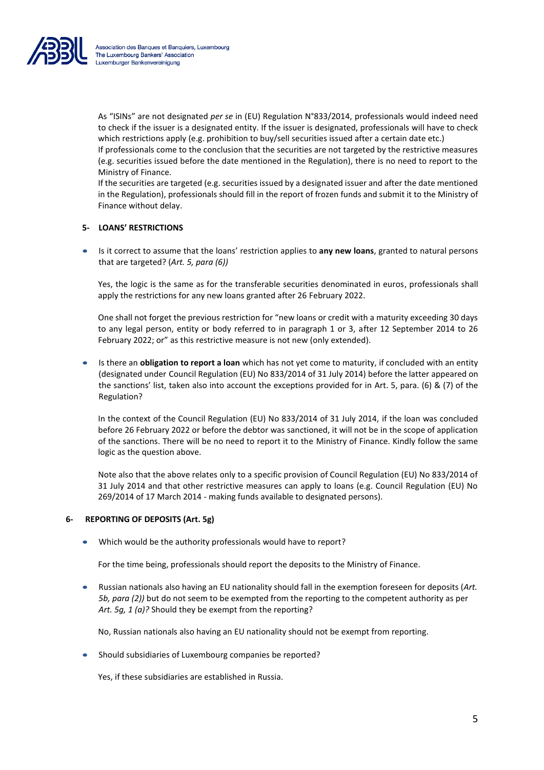As "ISINs" are not designated *per se* in (EU) Regulation N°833/2014, professionals would indeed need to check if the issuer is a designated entity. If the issuer is designated, professionals will have to check which restrictions apply (e.g. prohibition to buy/sell securities issued after a certain date etc.)
If professionals come to the conclusion that the securities are not targeted by the restrictive measures (e.g. securities issued before the date mentioned in the Regulation), there is no need to report to the Ministry of Finance.
If the securities are targeted (e.g. securities issued by a designated issuer and after the date mentioned in the Regulation), professionals should fill in the report of frozen funds and submit it to the Ministry of Finance without delay.

### 5- LOANS' RESTRICTIONS

- Is it correct to assume that the loans' restriction applies to **any new loans**, granted to natural persons that are targeted? (*Art. 5, para (6))*

  Yes, the logic is the same as for the transferable securities denominated in euros, professionals shall apply the restrictions for any new loans granted after 26 February 2022.

  One shall not forget the previous restriction for "new loans or credit with a maturity exceeding 30 days to any legal person, entity or body referred to in paragraph 1 or 3, after 12 September 2014 to 26 February 2022; or" as this restrictive measure is not new (only extended).

- Is there an **obligation to report a loan** which has not yet come to maturity, if concluded with an entity (designated under Council Regulation (EU) No 833/2014 of 31 July 2014) before the latter appeared on the sanctions' list, taken also into account the exceptions provided for in Art. 5, para. (6) & (7) of the Regulation?

  In the context of the Council Regulation (EU) No 833/2014 of 31 July 2014, if the loan was concluded before 26 February 2022 or before the debtor was sanctioned, it will not be in the scope of application of the sanctions. There will be no need to report it to the Ministry of Finance. Kindly follow the same logic as the question above.

  Note also that the above relates only to a specific provision of Council Regulation (EU) No 833/2014 of 31 July 2014 and that other restrictive measures can apply to loans (e.g. Council Regulation (EU) No 269/2014 of 17 March 2014 - making funds available to designated persons).

### 6- REPORTING OF DEPOSITS (Art. 5g)

- Which would be the authority professionals would have to report?

  For the time being, professionals should report the deposits to the Ministry of Finance.

- Russian nationals also having an EU nationality should fall in the exemption foreseen for deposits (*Art. 5b, para (2))* but do not seem to be exempted from the reporting to the competent authority as per *Art. 5g, 1 (a)?* Should they be exempt from the reporting?

  No, Russian nationals also having an EU nationality should not be exempt from reporting.

- Should subsidiaries of Luxembourg companies be reported?

  Yes, if these subsidiaries are established in Russia.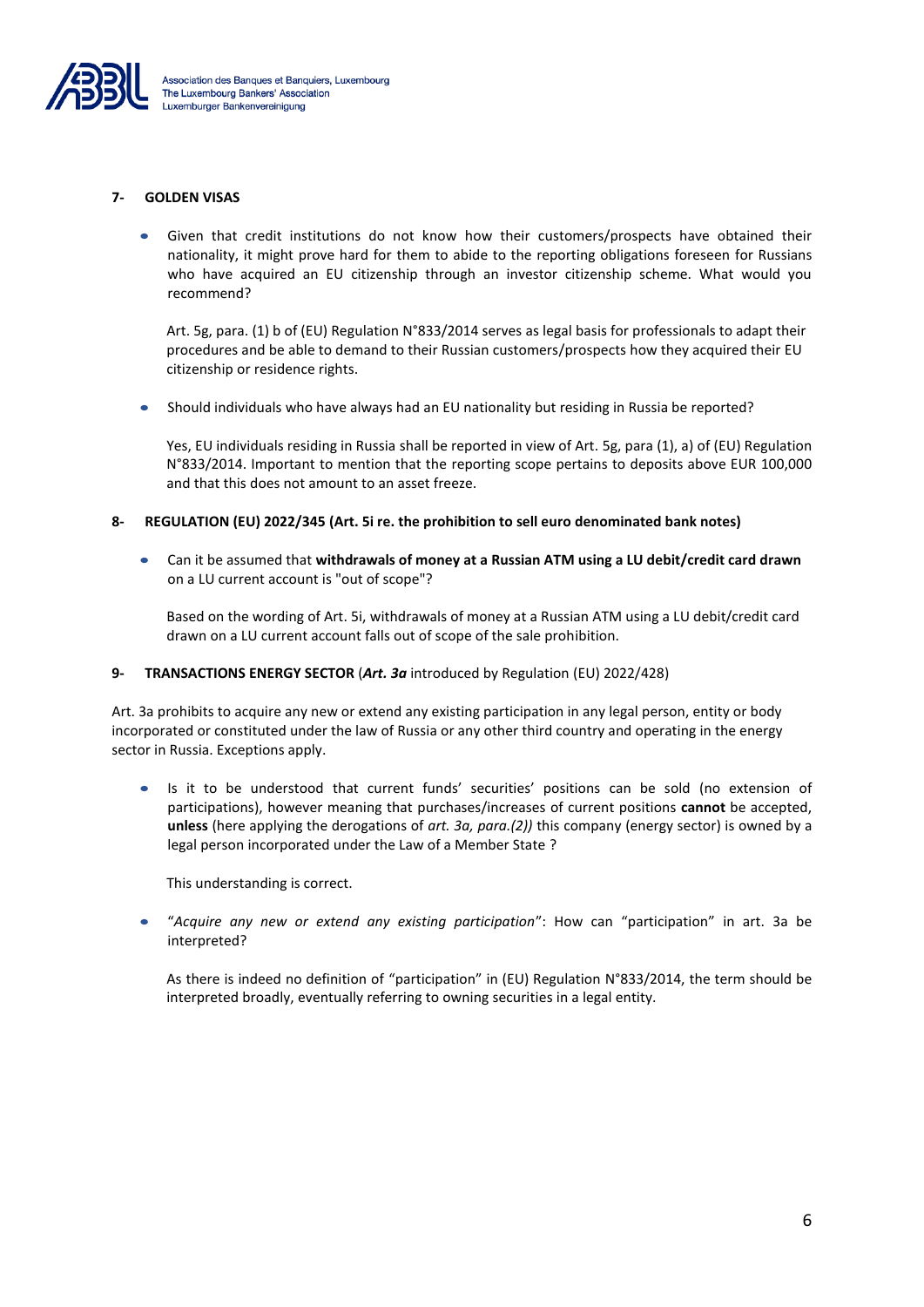## 7- GOLDEN VISAS

- Given that credit institutions do not know how their customers/prospects have obtained their nationality, it might prove hard for them to abide to the reporting obligations foreseen for Russians who have acquired an EU citizenship through an investor citizenship scheme. What would you recommend?

  Art. 5g, para. (1) b of (EU) Regulation N°833/2014 serves as legal basis for professionals to adapt their procedures and be able to demand to their Russian customers/prospects how they acquired their EU citizenship or residence rights.

- Should individuals who have always had an EU nationality but residing in Russia be reported?

  Yes, EU individuals residing in Russia shall be reported in view of Art. 5g, para (1), a) of (EU) Regulation N°833/2014. Important to mention that the reporting scope pertains to deposits above EUR 100,000 and that this does not amount to an asset freeze.

## 8- REGULATION (EU) 2022/345 (Art. 5i re. the prohibition to sell euro denominated bank notes)

- Can it be assumed that **withdrawals of money at a Russian ATM using a LU debit/credit card drawn** on a LU current account is "out of scope"?

  Based on the wording of Art. 5i, withdrawals of money at a Russian ATM using a LU debit/credit card drawn on a LU current account falls out of scope of the sale prohibition.

## 9- TRANSACTIONS ENERGY SECTOR (*Art. 3a* introduced by Regulation (EU) 2022/428)

Art. 3a prohibits to acquire any new or extend any existing participation in any legal person, entity or body incorporated or constituted under the law of Russia or any other third country and operating in the energy sector in Russia. Exceptions apply.

- Is it to be understood that current funds' securities' positions can be sold (no extension of participations), however meaning that purchases/increases of current positions **cannot** be accepted, **unless** (here applying the derogations of *art. 3a, para.(2))* this company (energy sector) is owned by a legal person incorporated under the Law of a Member State ?

  This understanding is correct.

- "*Acquire any new or extend any existing participation*": How can "participation" in art. 3a be interpreted?

  As there is indeed no definition of "participation" in (EU) Regulation N°833/2014, the term should be interpreted broadly, eventually referring to owning securities in a legal entity.